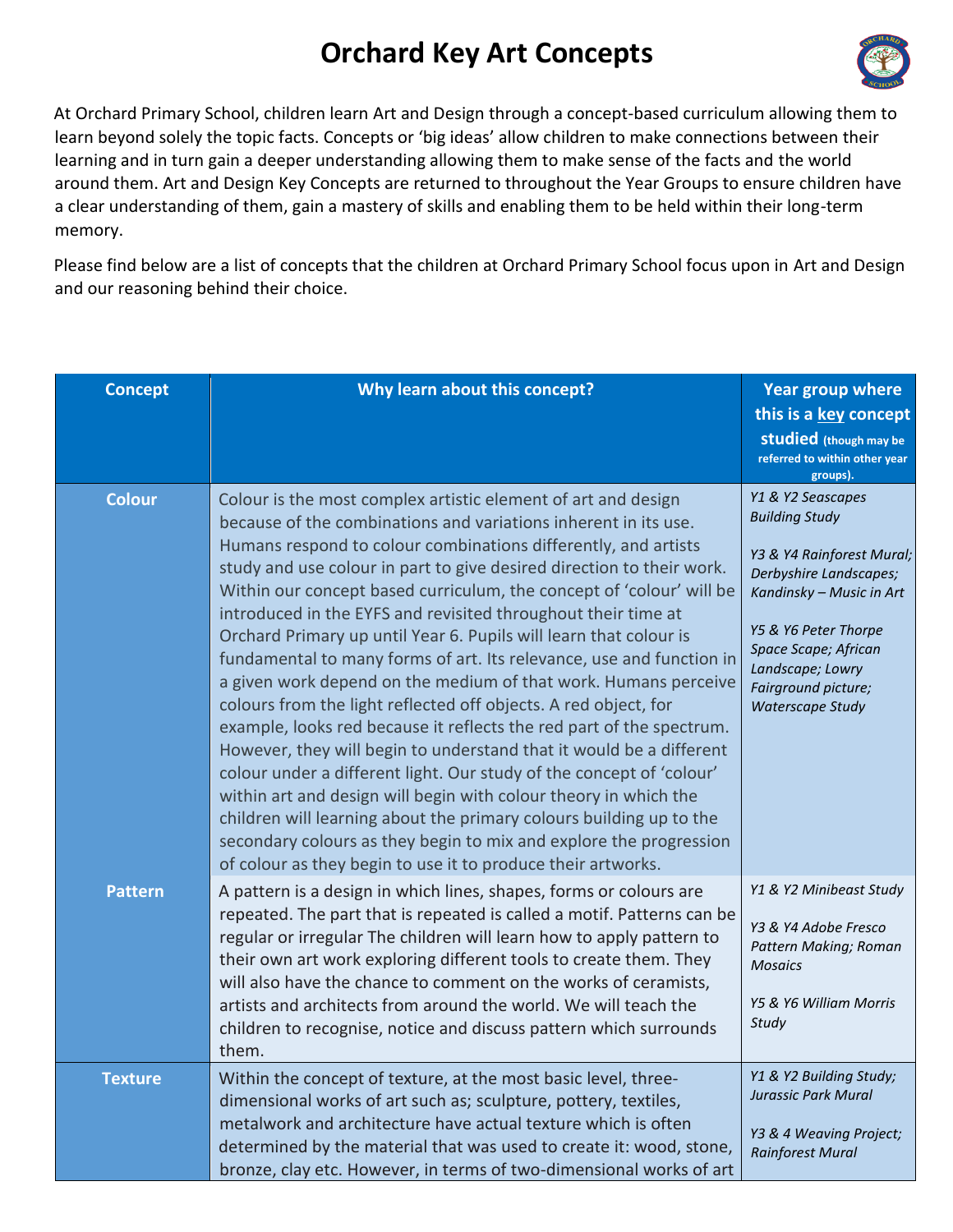# Orchard Key Art Concepts

At Orchard Primary School, children learn Art and Design through a concept-based curriculum allowing them to learn beyond solely the topic facts. Concepts or 'big ideas' allow children to make connections between their learning and in turn gain a deeper understanding allowing them to make sense of the facts and the world around them. Art and Design Key Concepts are returned to throughout the Year Groups to ensure children have a clear understanding of them, gain a mastery of skills and enabling them to be held within their long-term memory.

Please find below are a list of concepts that the children at Orchard Primary School focus upon in Art and Design and our reasoning behind their choice.

| Concept | Why learn about this concept? | Year group where this is a key concept studied (though may be referred to within other year groups). |
|---|---|---|
| **Colour** | Colour is the most complex artistic element of art and design because of the combinations and variations inherent in its use. Humans respond to colour combinations differently, and artists study and use colour in part to give desired direction to their work. Within our concept based curriculum, the concept of 'colour' will be introduced in the EYFS and revisited throughout their time at Orchard Primary up until Year 6. Pupils will learn that colour is fundamental to many forms of art. Its relevance, use and function in a given work depend on the medium of that work. Humans perceive colours from the light reflected off objects. A red object, for example, looks red because it reflects the red part of the spectrum. However, they will begin to understand that it would be a different colour under a different light. Our study of the concept of 'colour' within art and design will begin with colour theory in which the children will learning about the primary colours building up to the secondary colours as they begin to mix and explore the progression of colour as they begin to use it to produce their artworks. | *Y1 & Y2 Seascapes Building Study*<br><br>*Y3 & Y4 Rainforest Mural; Derbyshire Landscapes; Kandinsky – Music in Art*<br><br>*Y5 & Y6 Peter Thorpe Space Scape; African Landscape; Lowry Fairground picture; Waterscape Study* |
| **Pattern** | A pattern is a design in which lines, shapes, forms or colours are repeated. The part that is repeated is called a motif. Patterns can be regular or irregular The children will learn how to apply pattern to their own art work exploring different tools to create them. They will also have the chance to comment on the works of ceramists, artists and architects from around the world. We will teach the children to recognise, notice and discuss pattern which surrounds them. | *Y1 & Y2 Minibeast Study*<br><br>*Y3 & Y4 Adobe Fresco Pattern Making; Roman Mosaics*<br><br>*Y5 & Y6 William Morris Study* |
| **Texture** | Within the concept of texture, at the most basic level, three-dimensional works of art such as; sculpture, pottery, textiles, metalwork and architecture have actual texture which is often determined by the material that was used to create it: wood, stone, bronze, clay etc. However, in terms of two-dimensional works of art | *Y1 & Y2 Building Study; Jurassic Park Mural*<br><br>*Y3 & 4 Weaving Project; Rainforest Mural* |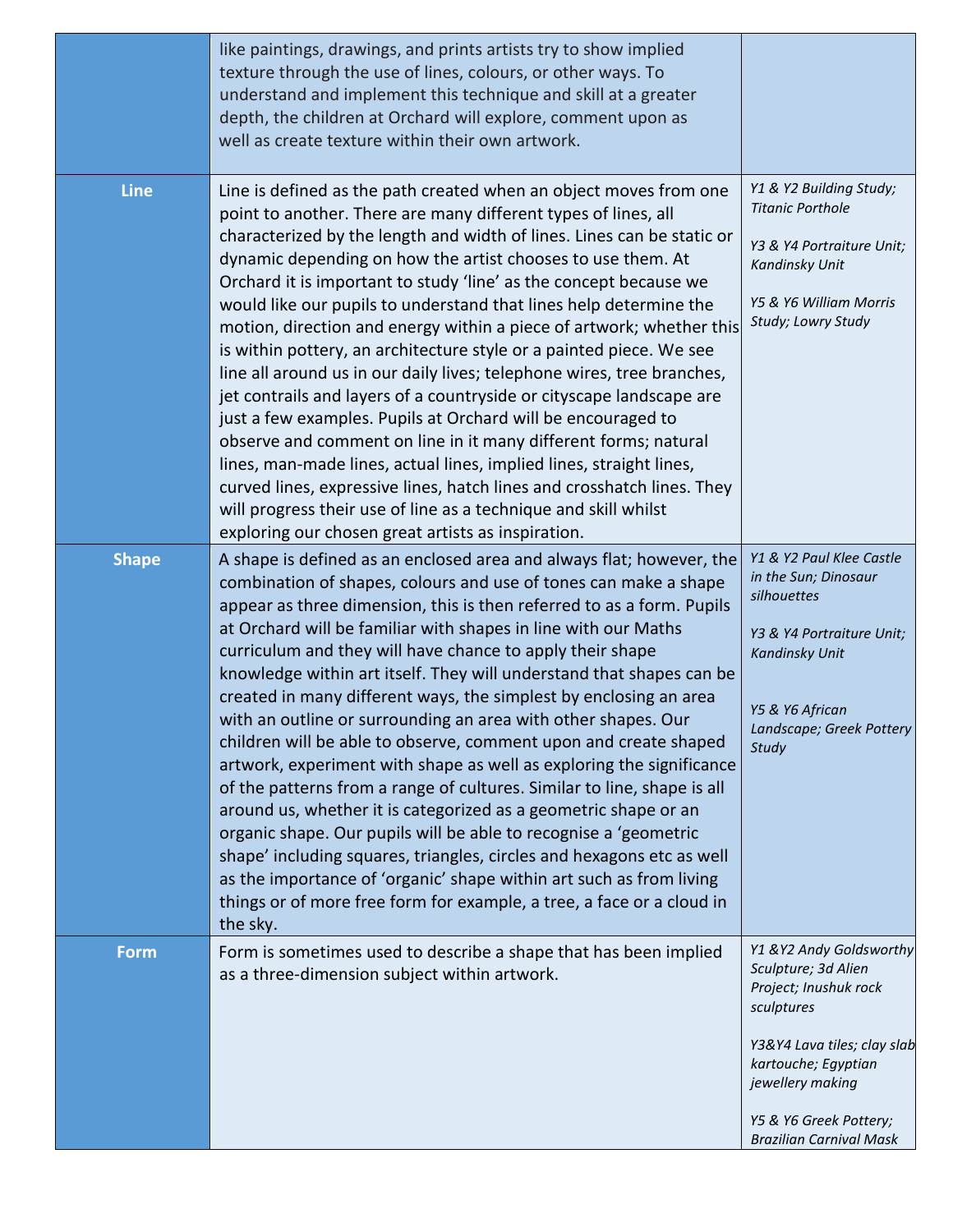| | | |
|---|---|---|
| | like paintings, drawings, and prints artists try to show implied texture through the use of lines, colours, or other ways. To understand and implement this technique and skill at a greater depth, the children at Orchard will explore, comment upon as well as create texture within their own artwork. | |
| **Line** | Line is defined as the path created when an object moves from one point to another. There are many different types of lines, all characterized by the length and width of lines. Lines can be static or dynamic depending on how the artist chooses to use them. At Orchard it is important to study 'line' as the concept because we would like our pupils to understand that lines help determine the motion, direction and energy within a piece of artwork; whether this is within pottery, an architecture style or a painted piece. We see line all around us in our daily lives; telephone wires, tree branches, jet contrails and layers of a countryside or cityscape landscape are just a few examples. Pupils at Orchard will be encouraged to observe and comment on line in it many different forms; natural lines, man-made lines, actual lines, implied lines, straight lines, curved lines, expressive lines, hatch lines and crosshatch lines. They will progress their use of line as a technique and skill whilst exploring our chosen great artists as inspiration. | *Y1 & Y2 Building Study; Titanic Porthole*<br><br>*Y3 & Y4 Portraiture Unit; Kandinsky Unit*<br><br>*Y5 & Y6 William Morris Study; Lowry Study* |
| **Shape** | A shape is defined as an enclosed area and always flat; however, the combination of shapes, colours and use of tones can make a shape appear as three dimension, this is then referred to as a form. Pupils at Orchard will be familiar with shapes in line with our Maths curriculum and they will have chance to apply their shape knowledge within art itself. They will understand that shapes can be created in many different ways, the simplest by enclosing an area with an outline or surrounding an area with other shapes. Our children will be able to observe, comment upon and create shaped artwork, experiment with shape as well as exploring the significance of the patterns from a range of cultures. Similar to line, shape is all around us, whether it is categorized as a geometric shape or an organic shape. Our pupils will be able to recognise a 'geometric shape' including squares, triangles, circles and hexagons etc as well as the importance of 'organic' shape within art such as from living things or of more free form for example, a tree, a face or a cloud in the sky. | *Y1 & Y2 Paul Klee Castle in the Sun; Dinosaur silhouettes*<br><br>*Y3 & Y4 Portraiture Unit; Kandinsky Unit*<br><br>*Y5 & Y6 African Landscape; Greek Pottery Study* |
| **Form** | Form is sometimes used to describe a shape that has been implied as a three-dimension subject within artwork. | *Y1 &Y2 Andy Goldsworthy Sculpture; 3d Alien Project; Inushuk rock sculptures*<br><br>*Y3&Y4 Lava tiles; clay slab kartouche; Egyptian jewellery making*<br><br>*Y5 & Y6 Greek Pottery; Brazilian Carnival Mask* |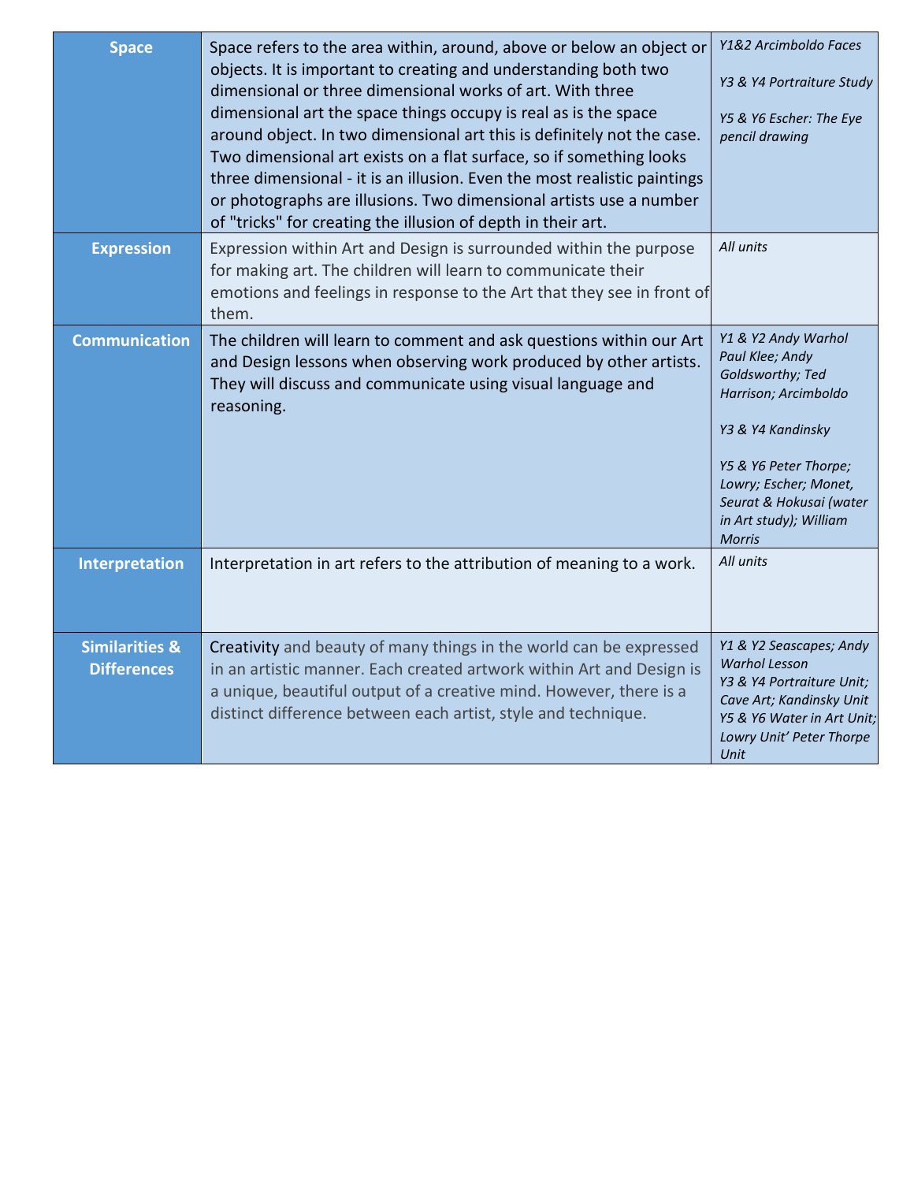| | | |
|---|---|---|
| **Space** | Space refers to the area within, around, above or below an object or objects. It is important to creating and understanding both two dimensional or three dimensional works of art. With three dimensional art the space things occupy is real as is the space around object. In two dimensional art this is definitely not the case. Two dimensional art exists on a flat surface, so if something looks three dimensional - it is an illusion. Even the most realistic paintings or photographs are illusions. Two dimensional artists use a number of "tricks" for creating the illusion of depth in their art. | *Y1&2 Arcimboldo Faces*<br><br>*Y3 & Y4 Portraiture Study*<br><br>*Y5 & Y6 Escher: The Eye pencil drawing* |
| **Expression** | Expression within Art and Design is surrounded within the purpose for making art. The children will learn to communicate their emotions and feelings in response to the Art that they see in front of them. | *All units* |
| **Communication** | The children will learn to comment and ask questions within our Art and Design lessons when observing work produced by other artists. They will discuss and communicate using visual language and reasoning. | *Y1 & Y2 Andy Warhol Paul Klee; Andy Goldsworthy; Ted Harrison; Arcimboldo*<br><br>*Y3 & Y4 Kandinsky*<br><br>*Y5 & Y6 Peter Thorpe; Lowry; Escher; Monet, Seurat & Hokusai (water in Art study); William Morris* |
| **Interpretation** | Interpretation in art refers to the attribution of meaning to a work. | *All units* |
| **Similarities & Differences** | Creativity and beauty of many things in the world can be expressed in an artistic manner. Each created artwork within Art and Design is a unique, beautiful output of a creative mind. However, there is a distinct difference between each artist, style and technique. | *Y1 & Y2 Seascapes; Andy Warhol Lesson*<br>*Y3 & Y4 Portraiture Unit; Cave Art; Kandinsky Unit*<br>*Y5 & Y6 Water in Art Unit; Lowry Unit' Peter Thorpe Unit* |